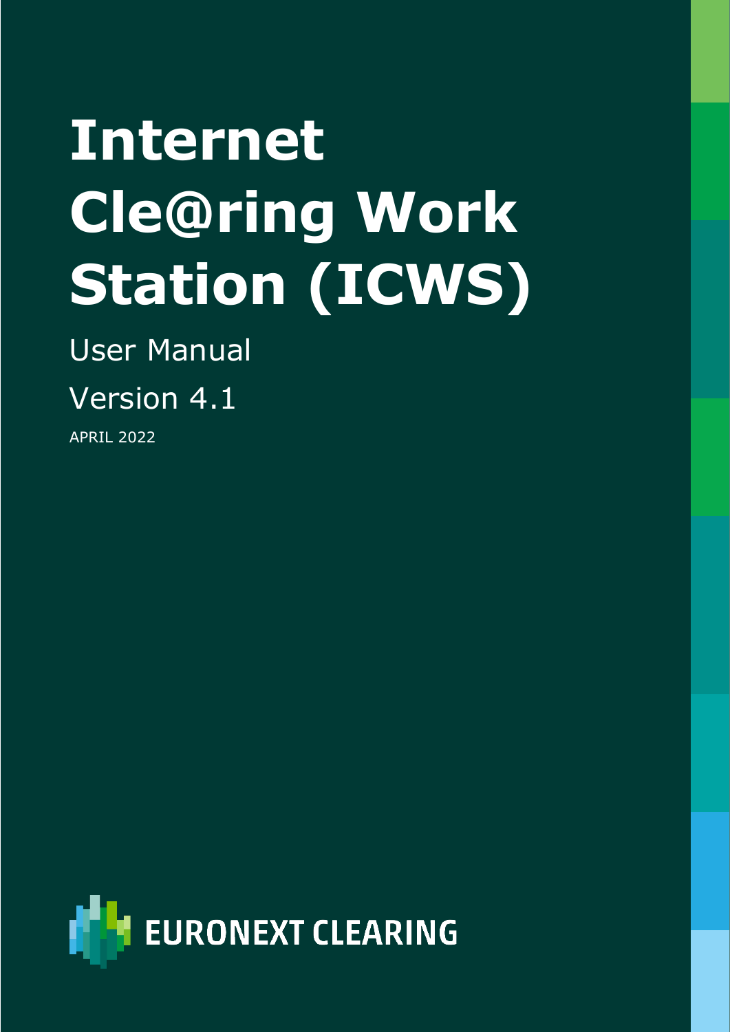# Internet Cle@ring Work Station (ICWS)

User Manual

Version 4.1

APRIL 2022

EURONEXT CLEARING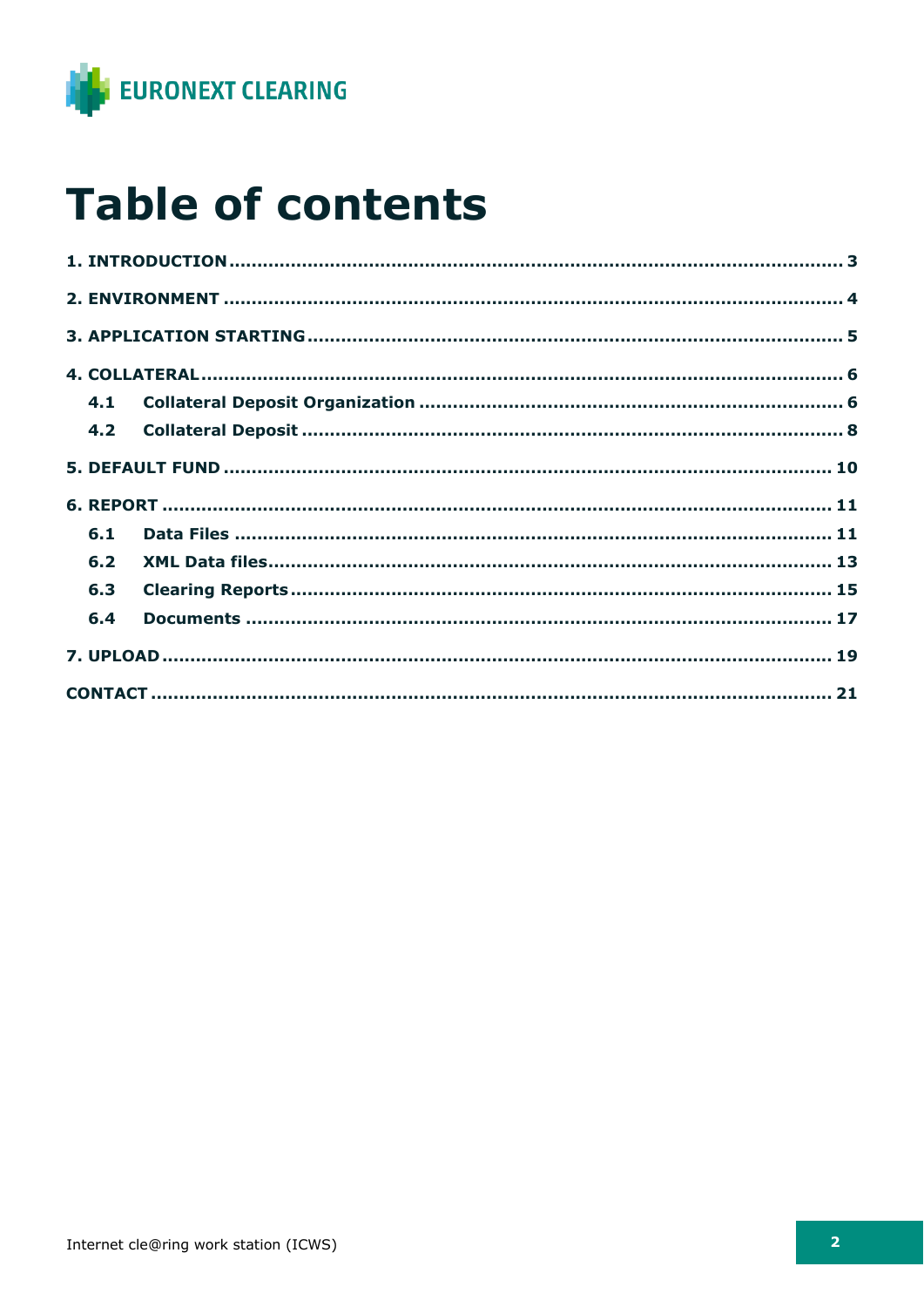# Table of contents

**1. INTRODUCTION** ........................................................................................................ **3**

**2. ENVIRONMENT** ........................................................................................................ **4**

**3. APPLICATION STARTING** ........................................................................................................ **5**

**4. COLLATERAL** ........................................................................................................ **6**

- **4.1 Collateral Deposit Organization** ........................................................................................................ **6**
- **4.2 Collateral Deposit** ........................................................................................................ **8**

**5. DEFAULT FUND** ........................................................................................................ **10**

**6. REPORT** ........................................................................................................ **11**

- **6.1 Data Files** ........................................................................................................ **11**
- **6.2 XML Data files** ........................................................................................................ **13**
- **6.3 Clearing Reports** ........................................................................................................ **15**
- **6.4 Documents** ........................................................................................................ **17**

**7. UPLOAD** ........................................................................................................ **19**

**CONTACT** ........................................................................................................ **21**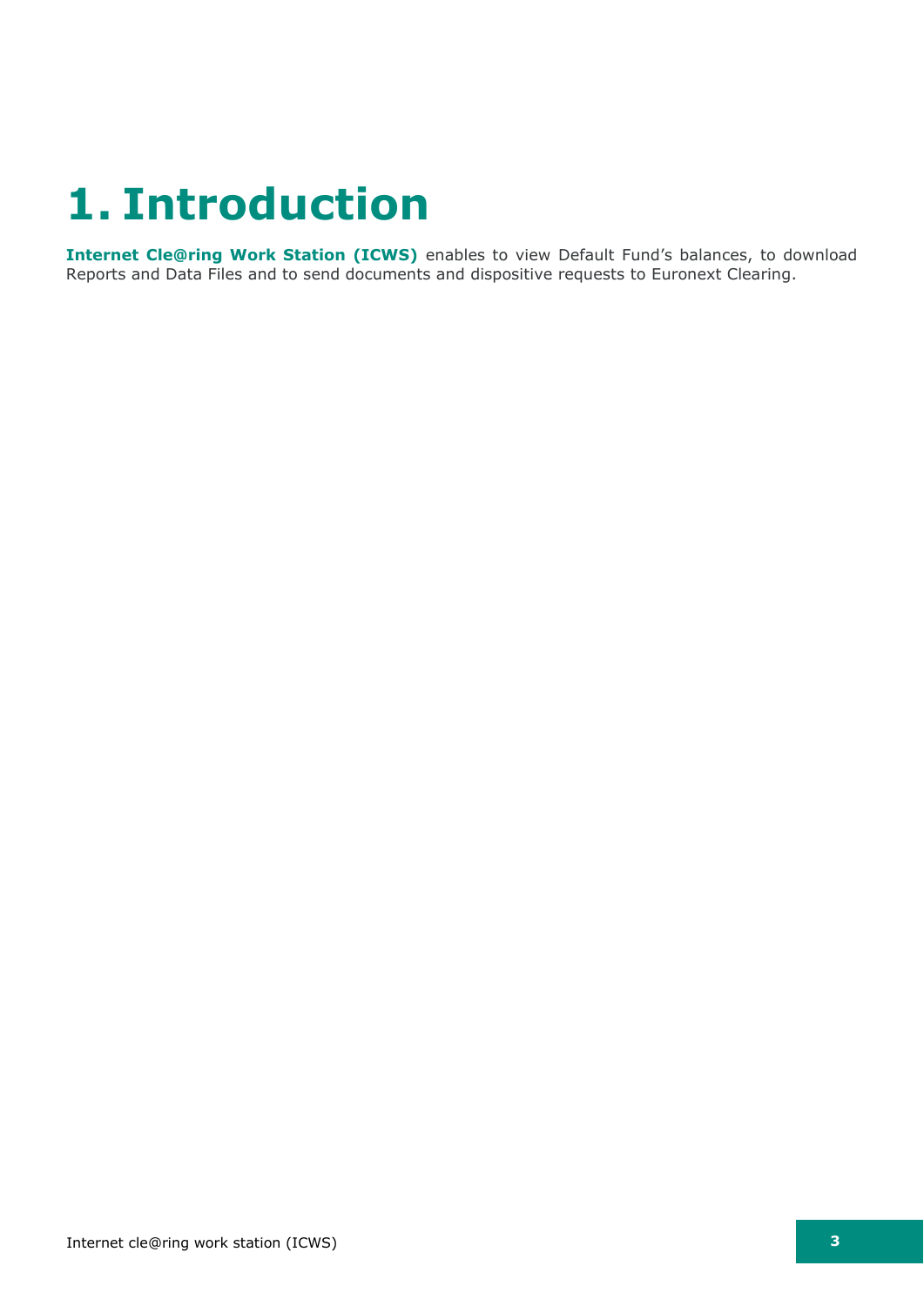# 1. Introduction

**Internet Cle@ring Work Station (ICWS)** enables to view Default Fund's balances, to download Reports and Data Files and to send documents and dispositive requests to Euronext Clearing.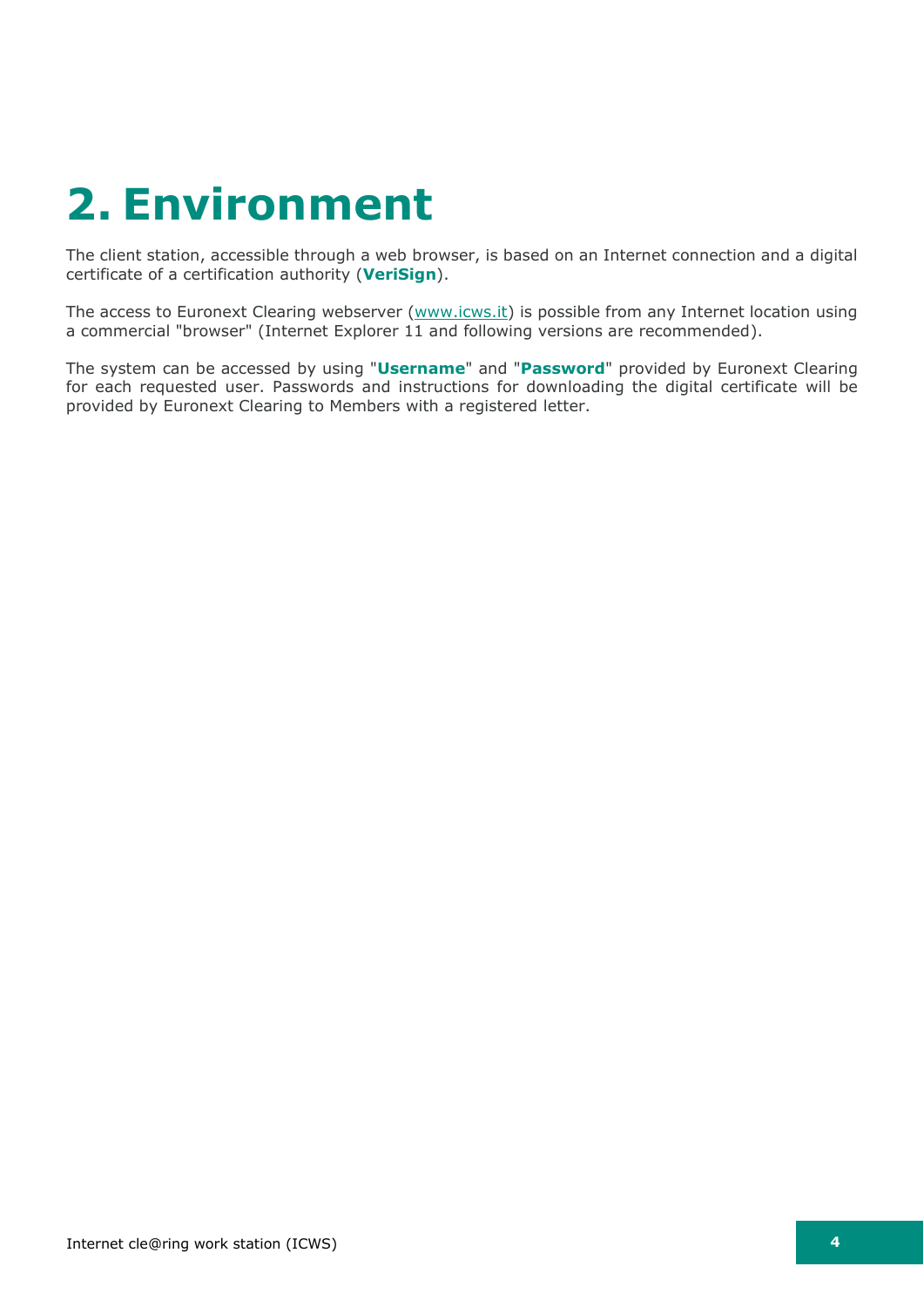# 2. Environment

The client station, accessible through a web browser, is based on an Internet connection and a digital certificate of a certification authority (**VeriSign**).

The access to Euronext Clearing webserver (www.icws.it) is possible from any Internet location using a commercial "browser" (Internet Explorer 11 and following versions are recommended).

The system can be accessed by using "**Username**" and "**Password**" provided by Euronext Clearing for each requested user. Passwords and instructions for downloading the digital certificate will be provided by Euronext Clearing to Members with a registered letter.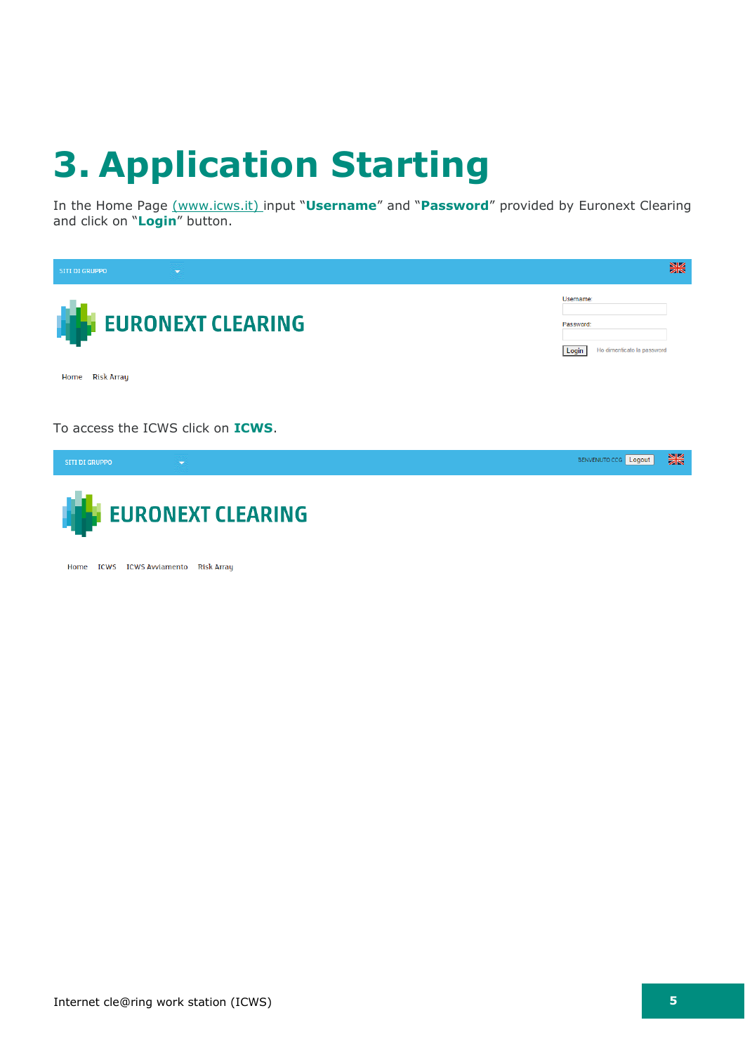# 3. Application Starting

In the Home Page (www.icws.it) input "**Username**" and "**Password**" provided by Euronext Clearing and click on "**Login**" button.

SITI DI GRUPPO

EURONEXT CLEARING

Username:

Password:

Login   Ho dimenticato la password

Home   Risk Array

To access the ICWS click on **ICWS**.

SITI DI GRUPPO   BENVENUTO CCG   Logout

EURONEXT CLEARING

Home   ICWS   ICWS Avviamento   Risk Array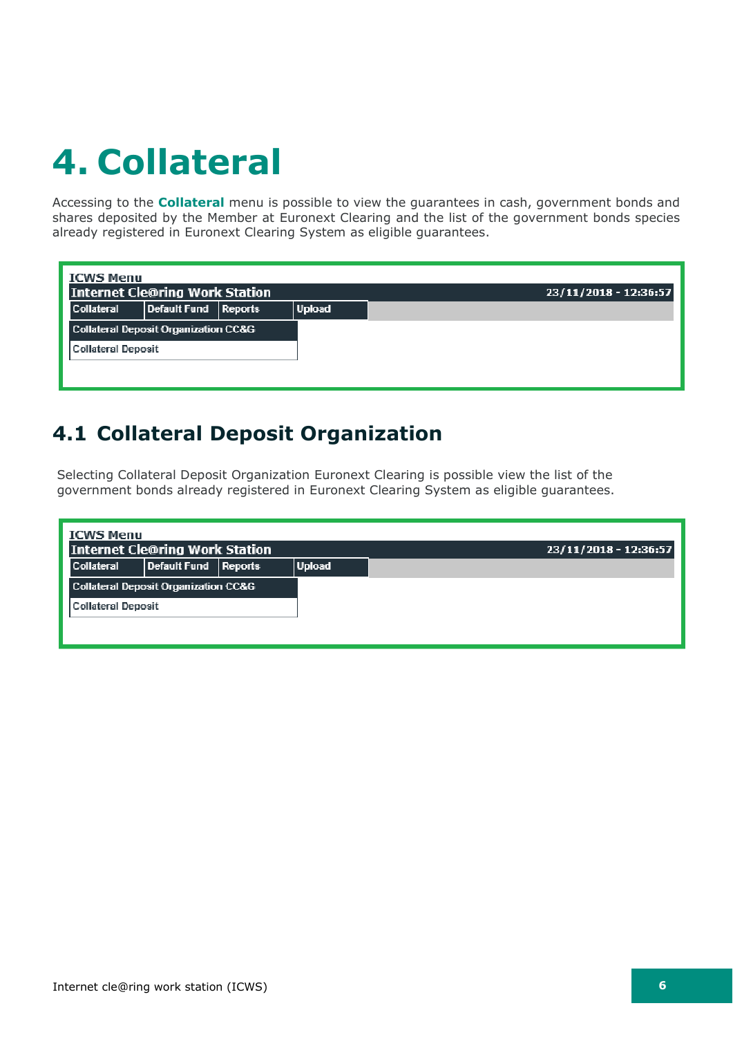# 4. Collateral

Accessing to the **Collateral** menu is possible to view the guarantees in cash, government bonds and shares deposited by the Member at Euronext Clearing and the list of the government bonds species already registered in Euronext Clearing System as eligible guarantees.

ICWS Menu

| Internet Cle@ring Work Station | | | | 23/11/2018 - 12:36:57 |
|---|---|---|---|---|
| Collateral | Default Fund | Reports | Upload | |

Collateral Deposit Organization CC&G

Collateral Deposit

## 4.1 Collateral Deposit Organization

Selecting Collateral Deposit Organization Euronext Clearing is possible view the list of the government bonds already registered in Euronext Clearing System as eligible guarantees.

ICWS Menu

| Internet Cle@ring Work Station | | | | 23/11/2018 - 12:36:57 |
|---|---|---|---|---|
| Collateral | Default Fund | Reports | Upload | |

Collateral Deposit Organization CC&G

Collateral Deposit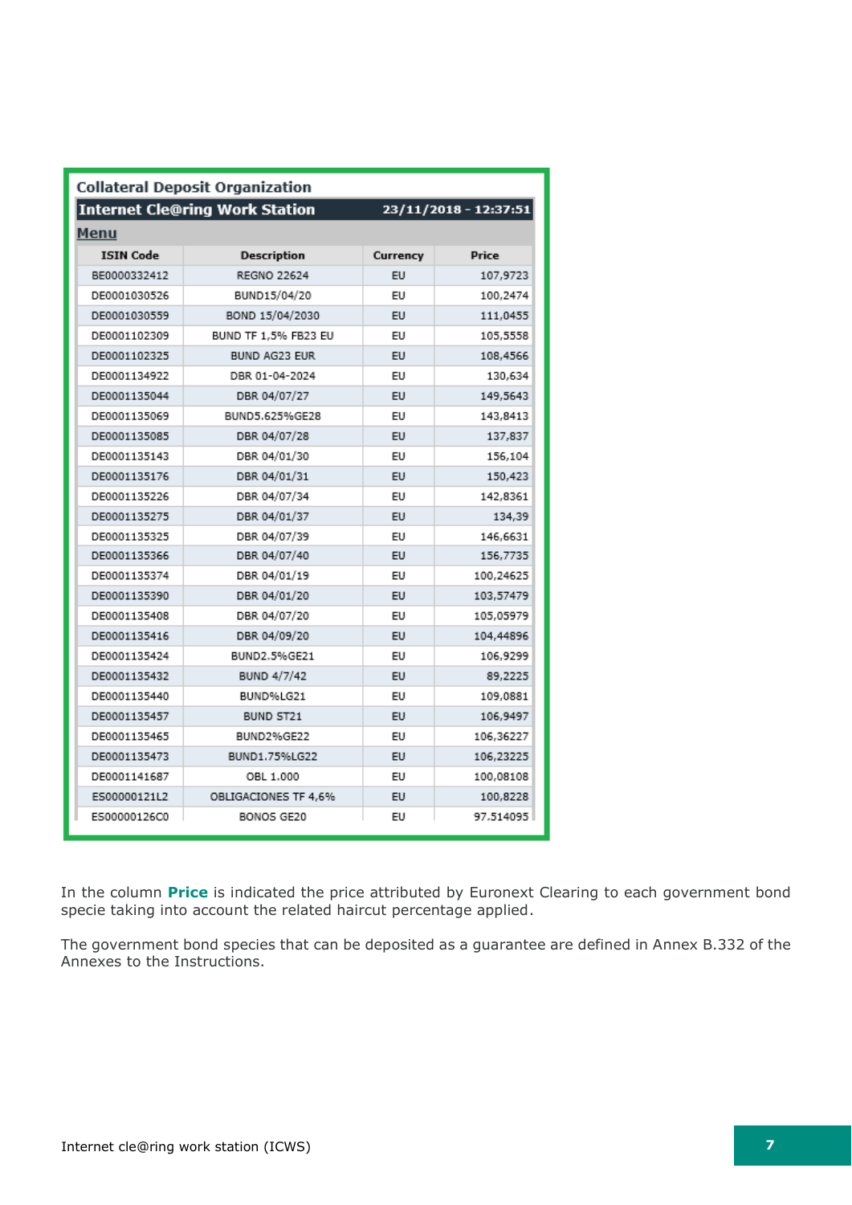**Collateral Deposit Organization**

**Internet Cle@ring Work Station** 23/11/2018 - 12:37:51

**Menu**

| ISIN Code | Description | Currency | Price |
|---|---|---|---|
| BE0000332412 | REGNO 22624 | EU | 107,9723 |
| DE0001030526 | BUND15/04/20 | EU | 100,2474 |
| DE0001030559 | BOND 15/04/2030 | EU | 111,0455 |
| DE0001102309 | BUND TF 1,5% FB23 EU | EU | 105,5558 |
| DE0001102325 | BUND AG23 EUR | EU | 108,4566 |
| DE0001134922 | DBR 01-04-2024 | EU | 130,634 |
| DE0001135044 | DBR 04/07/27 | EU | 149,5643 |
| DE0001135069 | BUND5.625%GE28 | EU | 143,8413 |
| DE0001135085 | DBR 04/07/28 | EU | 137,837 |
| DE0001135143 | DBR 04/01/30 | EU | 156,104 |
| DE0001135176 | DBR 04/01/31 | EU | 150,423 |
| DE0001135226 | DBR 04/07/34 | EU | 142,8361 |
| DE0001135275 | DBR 04/01/37 | EU | 134,39 |
| DE0001135325 | DBR 04/07/39 | EU | 146,6631 |
| DE0001135366 | DBR 04/07/40 | EU | 156,7735 |
| DE0001135374 | DBR 04/01/19 | EU | 100,24625 |
| DE0001135390 | DBR 04/01/20 | EU | 103,57479 |
| DE0001135408 | DBR 04/07/20 | EU | 105,05979 |
| DE0001135416 | DBR 04/09/20 | EU | 104,44896 |
| DE0001135424 | BUND2.5%GE21 | EU | 106,9299 |
| DE0001135432 | BUND 4/7/42 | EU | 89,2225 |
| DE0001135440 | BUND%LG21 | EU | 109,0881 |
| DE0001135457 | BUND ST21 | EU | 106,9497 |
| DE0001135465 | BUND2%GE22 | EU | 106,36227 |
| DE0001135473 | BUND1.75%LG22 | EU | 106,23225 |
| DE0001141687 | OBL 1.000 | EU | 100,08108 |
| ES00000121L2 | OBLIGACIONES TF 4,6% | EU | 100,8228 |
| ES00000126C0 | BONOS GE20 | EU | 97.514095 |

In the column **Price** is indicated the price attributed by Euronext Clearing to each government bond specie taking into account the related haircut percentage applied.

The government bond species that can be deposited as a guarantee are defined in Annex B.332 of the Annexes to the Instructions.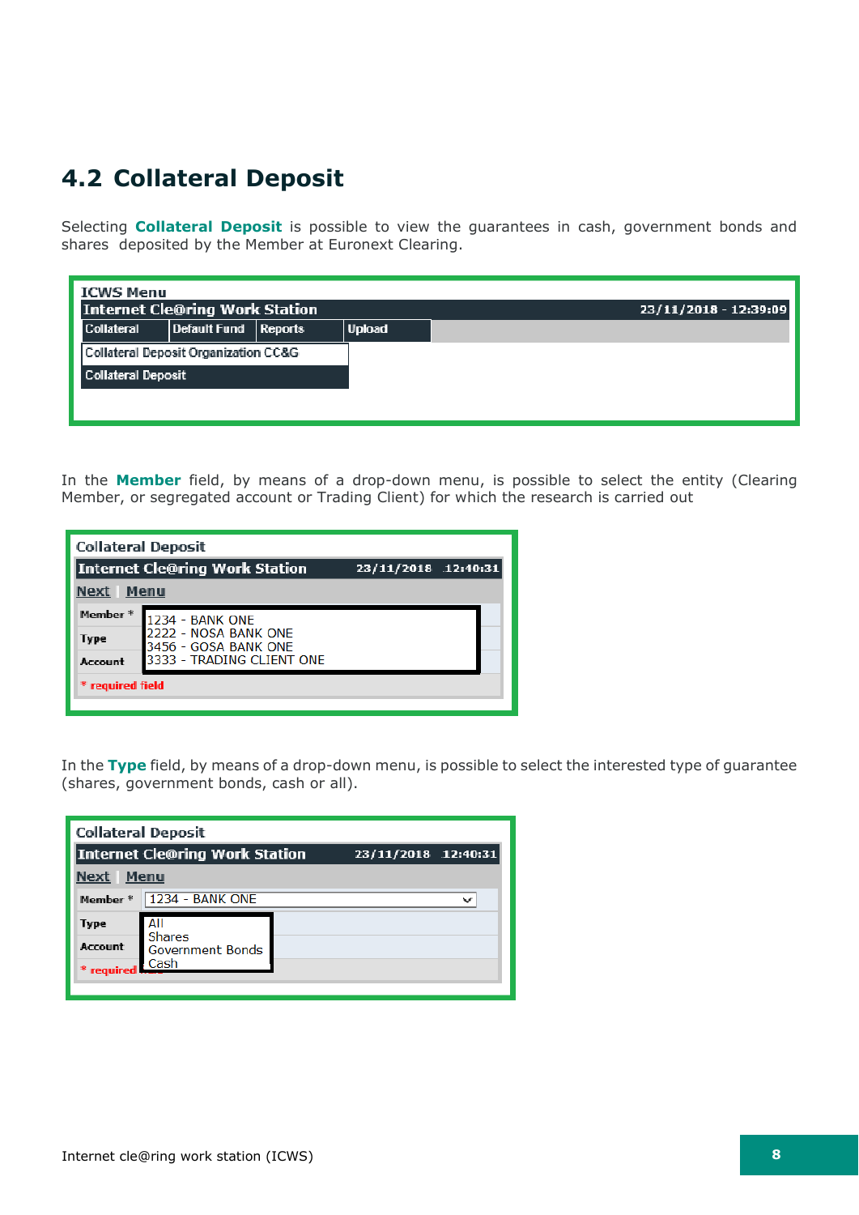## 4.2 Collateral Deposit

Selecting **Collateral Deposit** is possible to view the guarantees in cash, government bonds and shares deposited by the Member at Euronext Clearing.

ICWS Menu

Internet Cle@ring Work Station 23/11/2018 - 12:39:09

Collateral | Default Fund | Reports | Upload

Collateral Deposit Organization CC&G

Collateral Deposit

In the **Member** field, by means of a drop-down menu, is possible to select the entity (Clearing Member, or segregated account or Trading Client) for which the research is carried out

Collateral Deposit

Internet Cle@ring Work Station 23/11/2018 12:40:31

Next | Menu

Member *
Type
Account

1234 - BANK ONE
2222 - NOSA BANK ONE
3456 - GOSA BANK ONE
3333 - TRADING CLIENT ONE

\* required field

In the **Type** field, by means of a drop-down menu, is possible to select the interested type of guarantee (shares, government bonds, cash or all).

Collateral Deposit

Internet Cle@ring Work Station 23/11/2018 12:40:31

Next | Menu

Member * 1234 - BANK ONE
Type
Account

All
Shares
Government Bonds
Cash

\* required field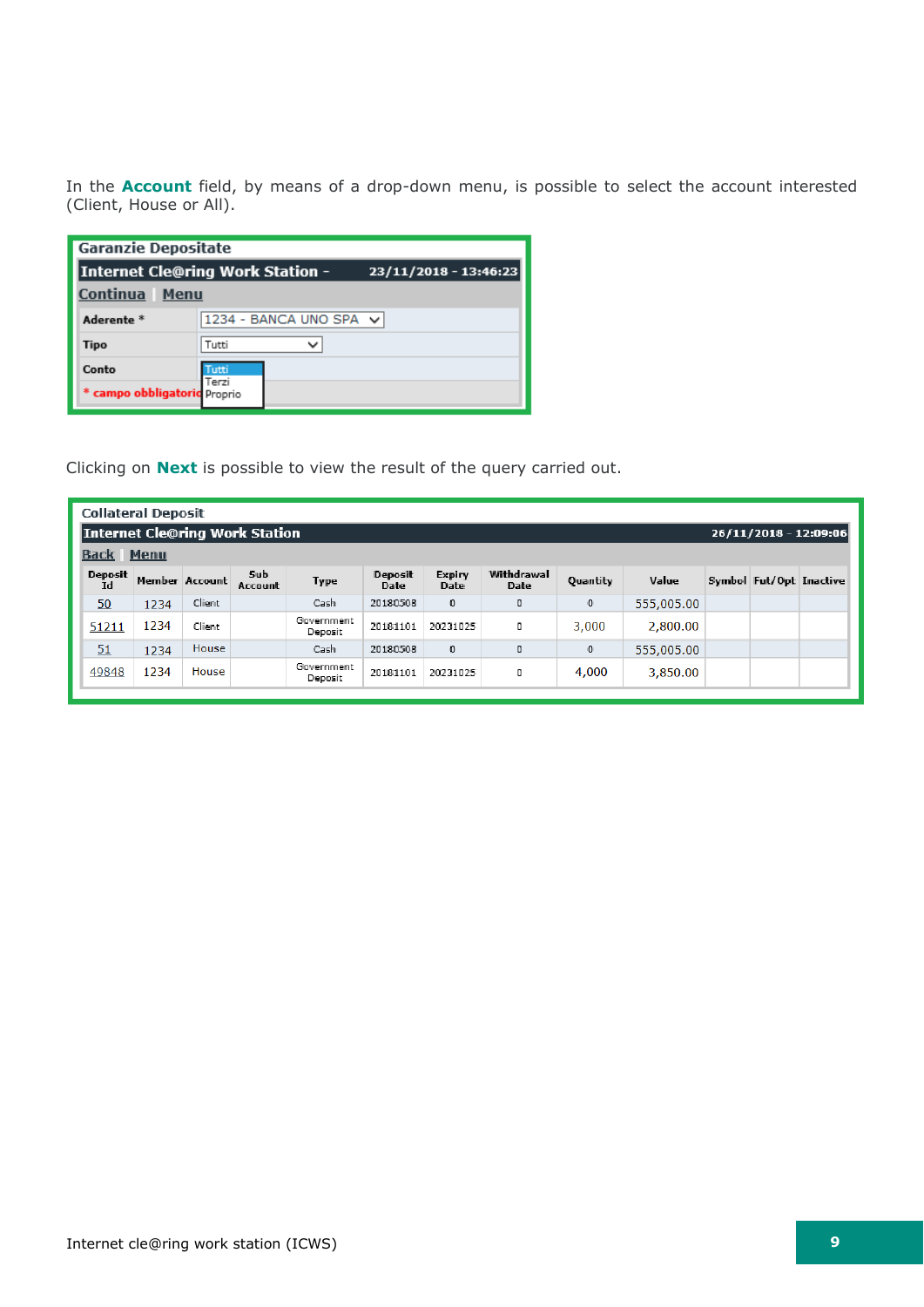In the **Account** field, by means of a drop-down menu, is possible to select the account interested (Client, House or All).

**Garanzie Depositate**

**Internet Cle@ring Work Station - 23/11/2018 - 13:46:23**

Continua | Menu

| | |
|---|---|
| **Aderente** * | 1234 - BANCA UNO SPA |
| **Tipo** | Tutti |
| **Conto** | Tutti / Terzi / Proprio |

* campo obbligatorio

Clicking on **Next** is possible to view the result of the query carried out.

**Collateral Deposit**

**Internet Cle@ring Work Station 26/11/2018 - 12:09:06**

Back | Menu

| Deposit Id | Member | Account | Sub Account | Type | Deposit Date | Expiry Date | Withdrawal Date | Quantity | Value | Symbol | Fut/Opt | Inactive |
|---|---|---|---|---|---|---|---|---|---|---|---|---|
| 50 | 1234 | Client | | Cash | 20180508 | 0 | 0 | 0 | 555,005.00 | | | |
| 51211 | 1234 | Client | | Government Deposit | 20181101 | 20231025 | 0 | 3,000 | 2,800.00 | | | |
| 51 | 1234 | House | | Cash | 20180508 | 0 | 0 | 0 | 555,005.00 | | | |
| 49848 | 1234 | House | | Government Deposit | 20181101 | 20231025 | 0 | 4,000 | 3,850.00 | | | |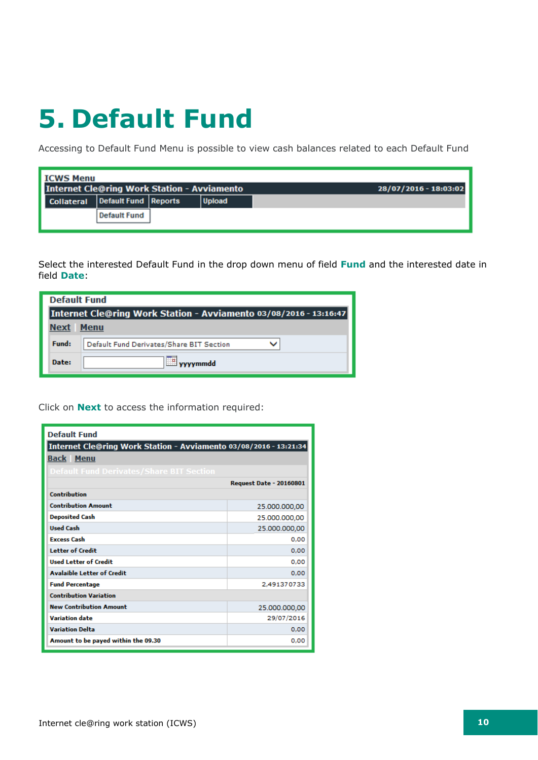# 5. Default Fund

Accessing to Default Fund Menu is possible to view cash balances related to each Default Fund

ICWS Menu

Internet Cle@ring Work Station - Avviamento 28/07/2016 - 18:03:02

Collateral | Default Fund | Reports | Upload

Default Fund

Select the interested Default Fund in the drop down menu of field **Fund** and the interested date in field **Date**:

Default Fund

Internet Cle@ring Work Station - Avviamento 03/08/2016 - 13:16:47

Next | Menu

| | |
|---|---|
| Fund: | Default Fund Derivates/Share BIT Section |
| Date: | yyyymmdd |

Click on **Next** to access the information required:

Default Fund

Internet Cle@ring Work Station - Avviamento 03/08/2016 - 13:21:34

Back | Menu

Default Fund Derivates/Share BIT Section

| | Request Date - 20160801 |
|---|---|
| Contribution | |
| Contribution Amount | 25.000.000,00 |
| Deposited Cash | 25.000.000,00 |
| Used Cash | 25.000.000,00 |
| Excess Cash | 0,00 |
| Letter of Credit | 0,00 |
| Used Letter of Credit | 0,00 |
| Avalaible Letter of Credit | 0,00 |
| Fund Percentage | 2,491370733 |
| Contribution Variation | |
| New Contribution Amount | 25.000.000,00 |
| Variation date | 29/07/2016 |
| Variation Delta | 0,00 |
| Amount to be payed within the 09.30 | 0,00 |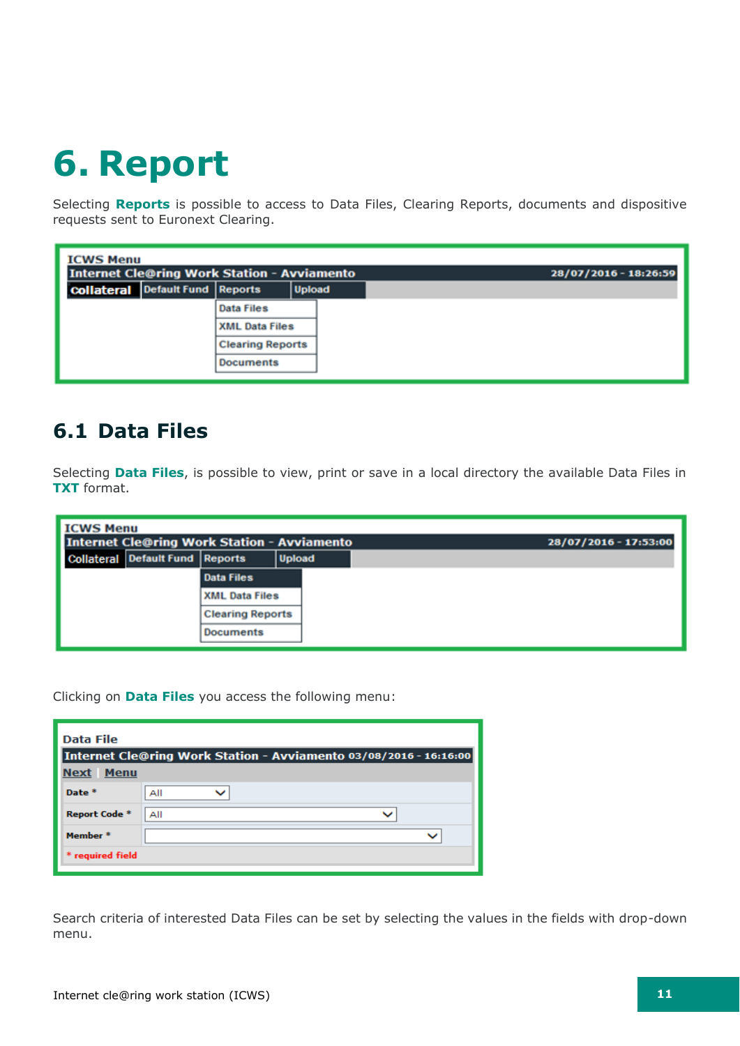# 6. Report

Selecting **Reports** is possible to access to Data Files, Clearing Reports, documents and dispositive requests sent to Euronext Clearing.

ICWS Menu

Internet Cle@ring Work Station - Avviamento 28/07/2016 - 18:26:59

collateral | Default Fund | Reports | Upload

Data Files
XML Data Files
Clearing Reports
Documents

## 6.1 Data Files

Selecting **Data Files**, is possible to view, print or save in a local directory the available Data Files in **TXT** format.

ICWS Menu

Internet Cle@ring Work Station - Avviamento 28/07/2016 - 17:53:00

Collateral | Default Fund | Reports | Upload

Data Files
XML Data Files
Clearing Reports
Documents

Clicking on **Data Files** you access the following menu:

Data File

Internet Cle@ring Work Station - Avviamento 03/08/2016 - 16:16:00

Next | Menu

| | |
|---|---|
| Date * | All |
| Report Code * | All |
| Member * | |

* required field

Search criteria of interested Data Files can be set by selecting the values in the fields with drop-down menu.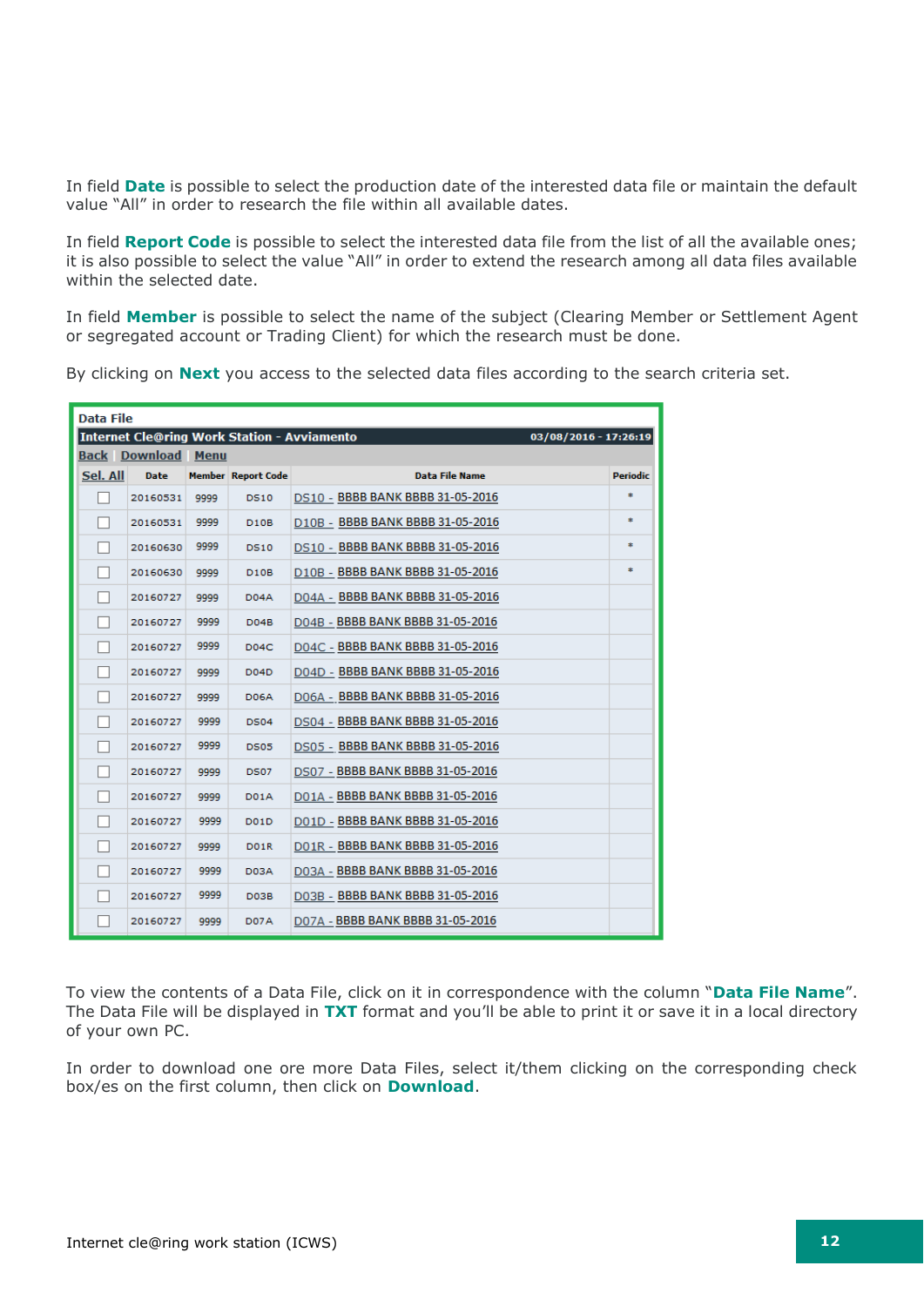In field **Date** is possible to select the production date of the interested data file or maintain the default value "All" in order to research the file within all available dates.

In field **Report Code** is possible to select the interested data file from the list of all the available ones; it is also possible to select the value "All" in order to extend the research among all data files available within the selected date.

In field **Member** is possible to select the name of the subject (Clearing Member or Settlement Agent or segregated account or Trading Client) for which the research must be done.

By clicking on **Next** you access to the selected data files according to the search criteria set.

**Data File**

**Internet Cle@ring Work Station - Avviamento** — 03/08/2016 - 17:26:19

Back | Download | Menu

| Sel. All | Date | Member | Report Code | Data File Name | Periodic |
|---|---|---|---|---|---|
| ☐ | 20160531 | 9999 | DS10 | DS10 - BBBB BANK BBBB 31-05-2016 | * |
| ☐ | 20160531 | 9999 | D10B | D10B - BBBB BANK BBBB 31-05-2016 | * |
| ☐ | 20160630 | 9999 | DS10 | DS10 - BBBB BANK BBBB 31-05-2016 | * |
| ☐ | 20160630 | 9999 | D10B | D10B - BBBB BANK BBBB 31-05-2016 | * |
| ☐ | 20160727 | 9999 | D04A | D04A - BBBB BANK BBBB 31-05-2016 | |
| ☐ | 20160727 | 9999 | D04B | D04B - BBBB BANK BBBB 31-05-2016 | |
| ☐ | 20160727 | 9999 | D04C | D04C - BBBB BANK BBBB 31-05-2016 | |
| ☐ | 20160727 | 9999 | D04D | D04D - BBBB BANK BBBB 31-05-2016 | |
| ☐ | 20160727 | 9999 | D06A | D06A - BBBB BANK BBBB 31-05-2016 | |
| ☐ | 20160727 | 9999 | DS04 | DS04 - BBBB BANK BBBB 31-05-2016 | |
| ☐ | 20160727 | 9999 | DS05 | DS05 - BBBB BANK BBBB 31-05-2016 | |
| ☐ | 20160727 | 9999 | DS07 | DS07 - BBBB BANK BBBB 31-05-2016 | |
| ☐ | 20160727 | 9999 | D01A | D01A - BBBB BANK BBBB 31-05-2016 | |
| ☐ | 20160727 | 9999 | D01D | D01D - BBBB BANK BBBB 31-05-2016 | |
| ☐ | 20160727 | 9999 | D01R | D01R - BBBB BANK BBBB 31-05-2016 | |
| ☐ | 20160727 | 9999 | D03A | D03A - BBBB BANK BBBB 31-05-2016 | |
| ☐ | 20160727 | 9999 | D03B | D03B - BBBB BANK BBBB 31-05-2016 | |
| ☐ | 20160727 | 9999 | D07A | D07A - BBBB BANK BBBB 31-05-2016 | |

To view the contents of a Data File, click on it in correspondence with the column "**Data File Name**". The Data File will be displayed in **TXT** format and you'll be able to print it or save it in a local directory of your own PC.

In order to download one ore more Data Files, select it/them clicking on the corresponding check box/es on the first column, then click on **Download**.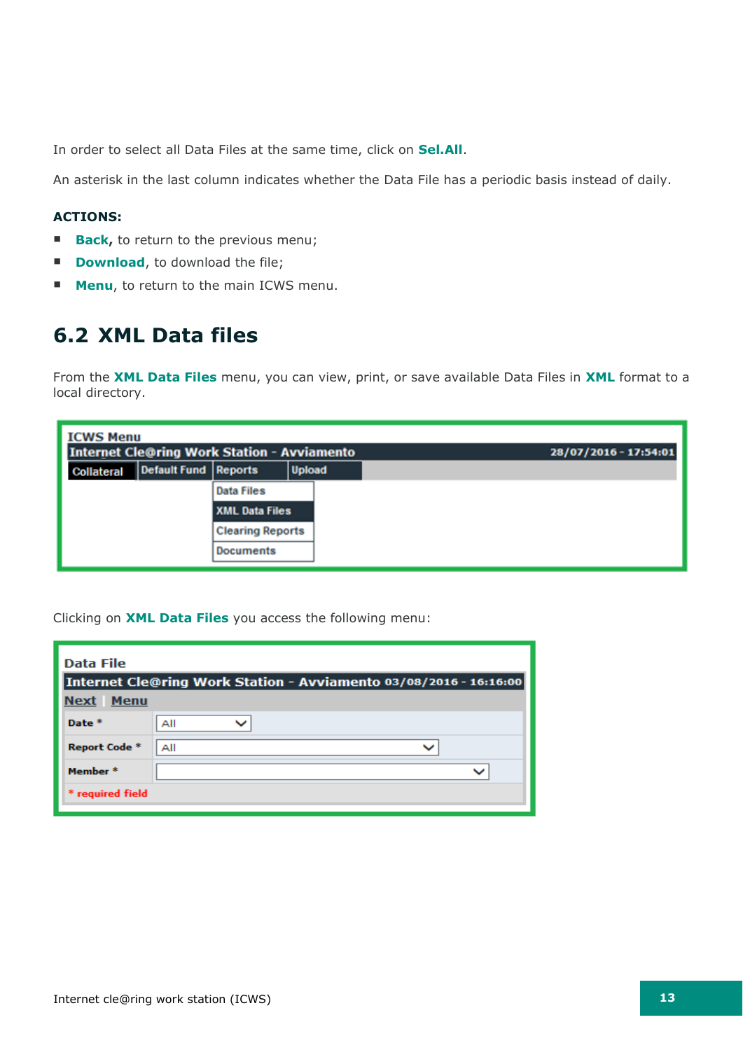In order to select all Data Files at the same time, click on **Sel.All**.

An asterisk in the last column indicates whether the Data File has a periodic basis instead of daily.

**ACTIONS:**

- **Back,** to return to the previous menu;
- **Download**, to download the file;
- **Menu**, to return to the main ICWS menu.

## 6.2 XML Data files

From the **XML Data Files** menu, you can view, print, or save available Data Files in **XML** format to a local directory.

ICWS Menu

Internet Cle@ring Work Station - Avviamento 28/07/2016 - 17:54:01

Collateral | Default Fund | Reports | Upload

Data Files
XML Data Files
Clearing Reports
Documents

Clicking on **XML Data Files** you access the following menu:

Data File

Internet Cle@ring Work Station - Avviamento 03/08/2016 - 16:16:00

Next | Menu

| | |
|---|---|
| Date * | All |
| Report Code * | All |
| Member * | |

* required field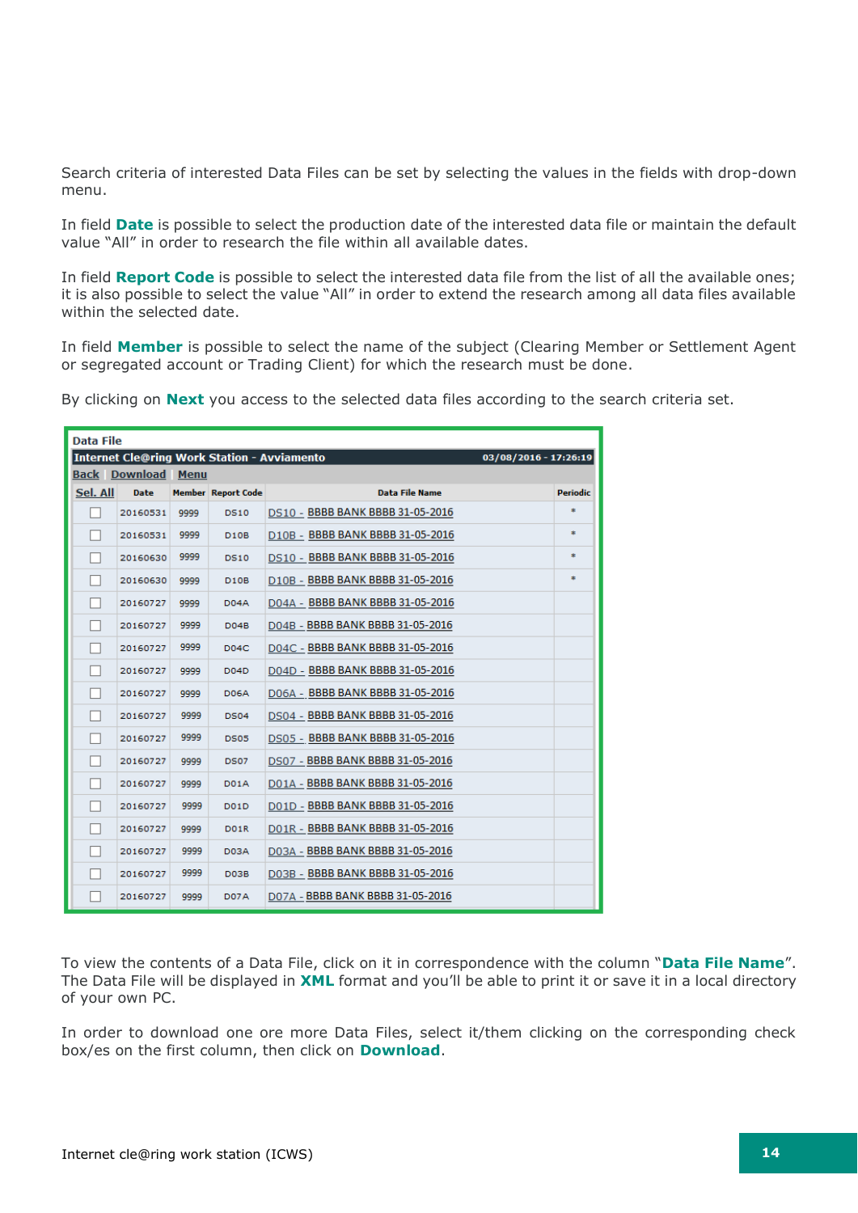Search criteria of interested Data Files can be set by selecting the values in the fields with drop-down menu.

In field **Date** is possible to select the production date of the interested data file or maintain the default value "All" in order to research the file within all available dates.

In field **Report Code** is possible to select the interested data file from the list of all the available ones; it is also possible to select the value "All" in order to extend the research among all data files available within the selected date.

In field **Member** is possible to select the name of the subject (Clearing Member or Settlement Agent or segregated account or Trading Client) for which the research must be done.

By clicking on **Next** you access to the selected data files according to the search criteria set.

Data File

Internet Cle@ring Work Station - Avviamento 03/08/2016 - 17:26:19

Back | Download | Menu

| Sel. All | Date | Member | Report Code | Data File Name | Periodic |
|---|---|---|---|---|---|
| ☐ | 20160531 | 9999 | DS10 | DS10 - BBBB BANK BBBB 31-05-2016 | * |
| ☐ | 20160531 | 9999 | D10B | D10B - BBBB BANK BBBB 31-05-2016 | * |
| ☐ | 20160630 | 9999 | DS10 | DS10 - BBBB BANK BBBB 31-05-2016 | * |
| ☐ | 20160630 | 9999 | D10B | D10B - BBBB BANK BBBB 31-05-2016 | * |
| ☐ | 20160727 | 9999 | D04A | D04A - BBBB BANK BBBB 31-05-2016 | |
| ☐ | 20160727 | 9999 | D04B | D04B - BBBB BANK BBBB 31-05-2016 | |
| ☐ | 20160727 | 9999 | D04C | D04C - BBBB BANK BBBB 31-05-2016 | |
| ☐ | 20160727 | 9999 | D04D | D04D - BBBB BANK BBBB 31-05-2016 | |
| ☐ | 20160727 | 9999 | D06A | D06A - BBBB BANK BBBB 31-05-2016 | |
| ☐ | 20160727 | 9999 | DS04 | DS04 - BBBB BANK BBBB 31-05-2016 | |
| ☐ | 20160727 | 9999 | DS05 | DS05 - BBBB BANK BBBB 31-05-2016 | |
| ☐ | 20160727 | 9999 | DS07 | DS07 - BBBB BANK BBBB 31-05-2016 | |
| ☐ | 20160727 | 9999 | D01A | D01A - BBBB BANK BBBB 31-05-2016 | |
| ☐ | 20160727 | 9999 | D01D | D01D - BBBB BANK BBBB 31-05-2016 | |
| ☐ | 20160727 | 9999 | D01R | D01R - BBBB BANK BBBB 31-05-2016 | |
| ☐ | 20160727 | 9999 | D03A | D03A - BBBB BANK BBBB 31-05-2016 | |
| ☐ | 20160727 | 9999 | D03B | D03B - BBBB BANK BBBB 31-05-2016 | |
| ☐ | 20160727 | 9999 | D07A | D07A - BBBB BANK BBBB 31-05-2016 | |

To view the contents of a Data File, click on it in correspondence with the column "**Data File Name**". The Data File will be displayed in **XML** format and you'll be able to print it or save it in a local directory of your own PC.

In order to download one ore more Data Files, select it/them clicking on the corresponding check box/es on the first column, then click on **Download**.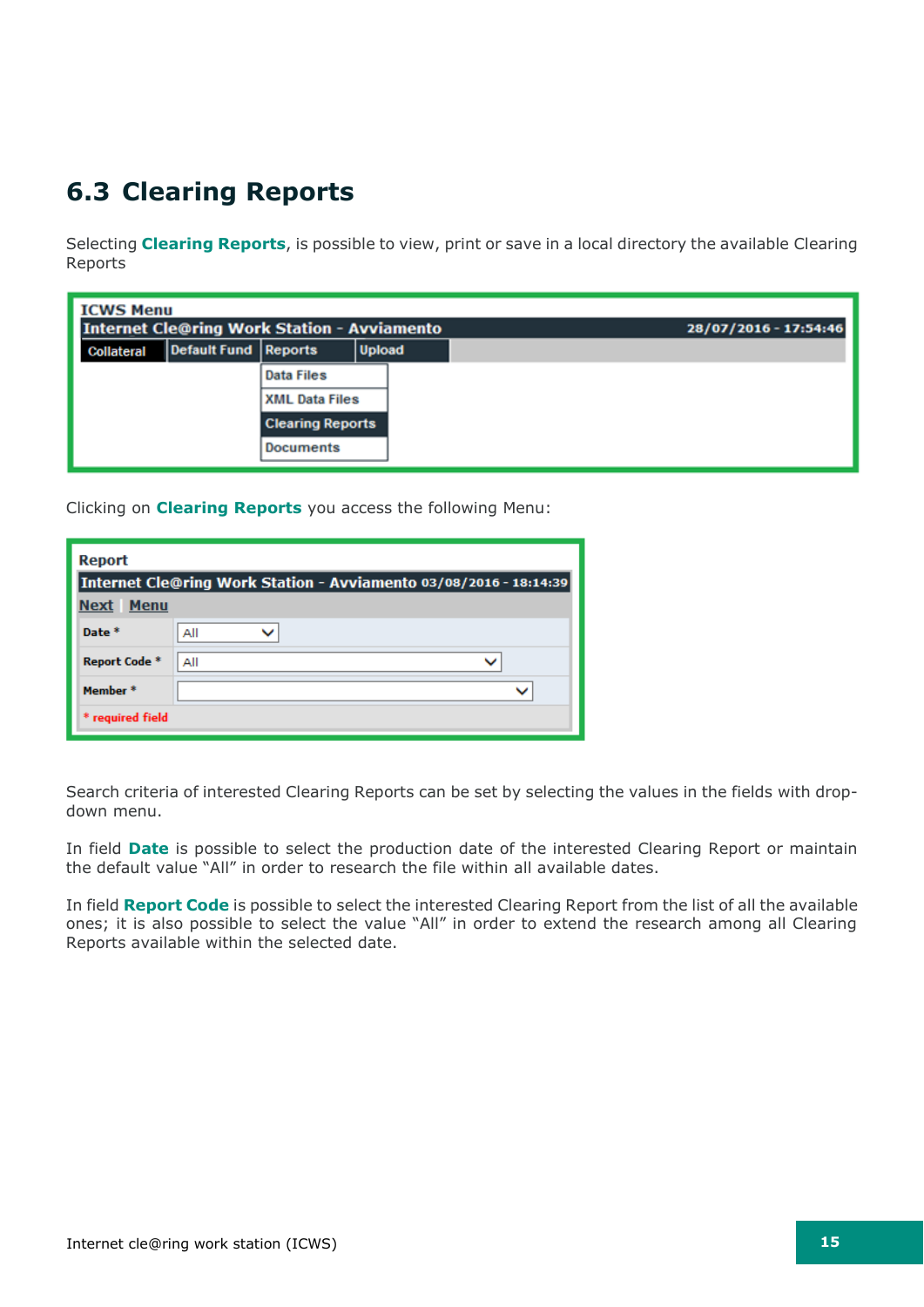## 6.3 Clearing Reports

Selecting **Clearing Reports**, is possible to view, print or save in a local directory the available Clearing Reports

Clicking on **Clearing Reports** you access the following Menu:

Search criteria of interested Clearing Reports can be set by selecting the values in the fields with drop-down menu.

In field **Date** is possible to select the production date of the interested Clearing Report or maintain the default value "All" in order to research the file within all available dates.

In field **Report Code** is possible to select the interested Clearing Report from the list of all the available ones; it is also possible to select the value "All" in order to extend the research among all Clearing Reports available within the selected date.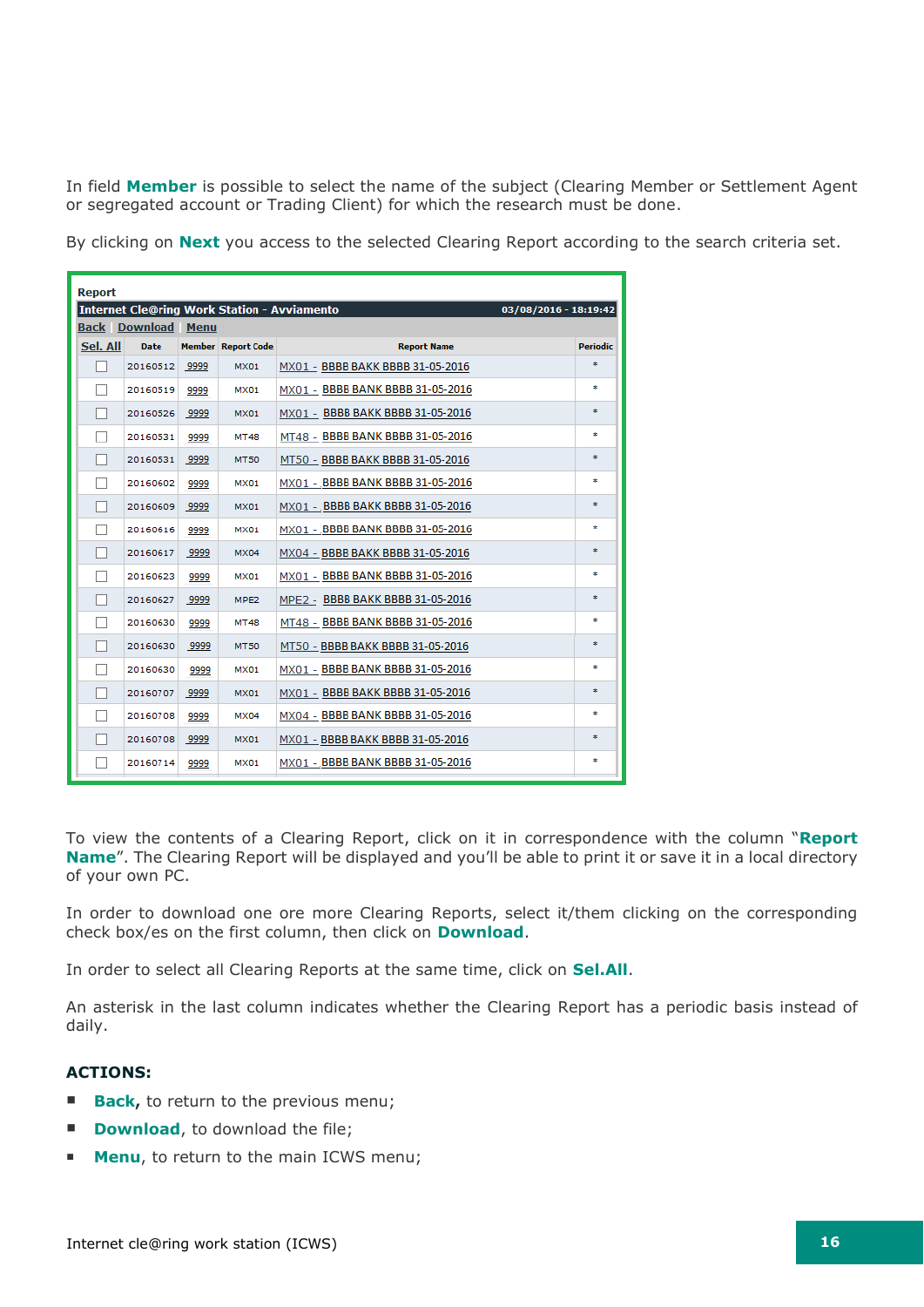In field **Member** is possible to select the name of the subject (Clearing Member or Settlement Agent or segregated account or Trading Client) for which the research must be done.

By clicking on **Next** you access to the selected Clearing Report according to the search criteria set.

Report

Internet Cle@ring Work Station - Avviamento — 03/08/2016 - 18:19:42

Back | Download | Menu

| Sel. All | Date | Member | Report Code | Report Name | Periodic |
|---|---|---|---|---|---|
| ☐ | 20160512 | 9999 | MX01 | MX01 - BBBB BAKK BBBB 31-05-2016 | * |
| ☐ | 20160519 | 9999 | MX01 | MX01 - BBBB BANK BBBB 31-05-2016 | * |
| ☐ | 20160526 | 9999 | MX01 | MX01 - BBBB BANK BBBB 31-05-2016 | * |
| ☐ | 20160531 | 9999 | MT48 | MT48 - BBBB BANK BBBB 31-05-2016 | * |
| ☐ | 20160531 | 9999 | MT50 | MT50 - BBBB BAKK BBBB 31-05-2016 | * |
| ☐ | 20160602 | 9999 | MX01 | MX01 - BBBB BANK BBBB 31-05-2016 | * |
| ☐ | 20160609 | 9999 | MX01 | MX01 - BBBB BANK BBBB 31-05-2016 | * |
| ☐ | 20160616 | 9999 | MX01 | MX01 - BBBB BANK BBBB 31-05-2016 | * |
| ☐ | 20160617 | 9999 | MX04 | MX04 - BBBB BAKK BBBB 31-05-2016 | * |
| ☐ | 20160623 | 9999 | MX01 | MX01 - BBBB BANK BBBB 31-05-2016 | * |
| ☐ | 20160627 | 9999 | MPE2 | MPE2 - BBBB BANK BBBB 31-05-2016 | * |
| ☐ | 20160630 | 9999 | MT48 | MT48 - BBBB BANK BBBB 31-05-2016 | * |
| ☐ | 20160630 | 9999 | MT50 | MT50 - BBBB BAKK BBBB 31-05-2016 | * |
| ☐ | 20160630 | 9999 | MX01 | MX01 - BBBB BANK BBBB 31-05-2016 | * |
| ☐ | 20160707 | 9999 | MX01 | MX01 - BBBB BAKK BBBB 31-05-2016 | * |
| ☐ | 20160708 | 9999 | MX04 | MX04 - BBBB BANK BBBB 31-05-2016 | * |
| ☐ | 20160708 | 9999 | MX01 | MX01 - BBBB BAKK BBBB 31-05-2016 | * |
| ☐ | 20160714 | 9999 | MX01 | MX01 - BBBB BANK BBBB 31-05-2016 | * |

To view the contents of a Clearing Report, click on it in correspondence with the column "**Report Name**". The Clearing Report will be displayed and you'll be able to print it or save it in a local directory of your own PC.

In order to download one ore more Clearing Reports, select it/them clicking on the corresponding check box/es on the first column, then click on **Download**.

In order to select all Clearing Reports at the same time, click on **Sel.All**.

An asterisk in the last column indicates whether the Clearing Report has a periodic basis instead of daily.

**ACTIONS:**

- **Back,** to return to the previous menu;
- **Download**, to download the file;
- **Menu**, to return to the main ICWS menu;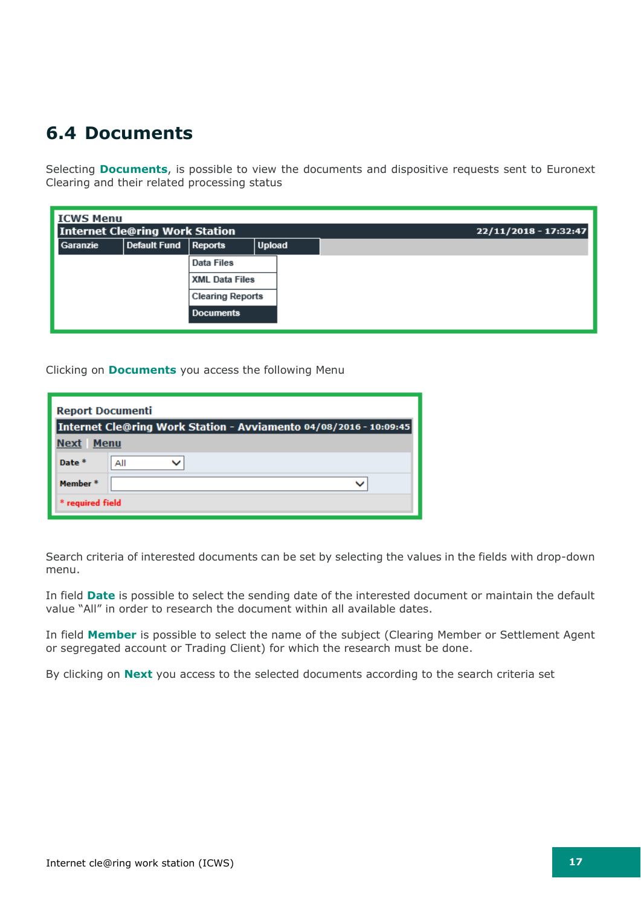## 6.4 Documents

Selecting **Documents**, is possible to view the documents and dispositive requests sent to Euronext Clearing and their related processing status

ICWS Menu
Internet Cle@ring Work Station 22/11/2018 - 17:32:47
Garanzie | Default Fund | Reports | Upload
Data Files
XML Data Files
Clearing Reports
Documents

Clicking on **Documents** you access the following Menu

Report Documenti
Internet Cle@ring Work Station - Avviamento 04/08/2016 - 10:09:45
Next | Menu

| Date * | All |
|---|---|
| Member * | |

* required field

Search criteria of interested documents can be set by selecting the values in the fields with drop-down menu.

In field **Date** is possible to select the sending date of the interested document or maintain the default value "All" in order to research the document within all available dates.

In field **Member** is possible to select the name of the subject (Clearing Member or Settlement Agent or segregated account or Trading Client) for which the research must be done.

By clicking on **Next** you access to the selected documents according to the search criteria set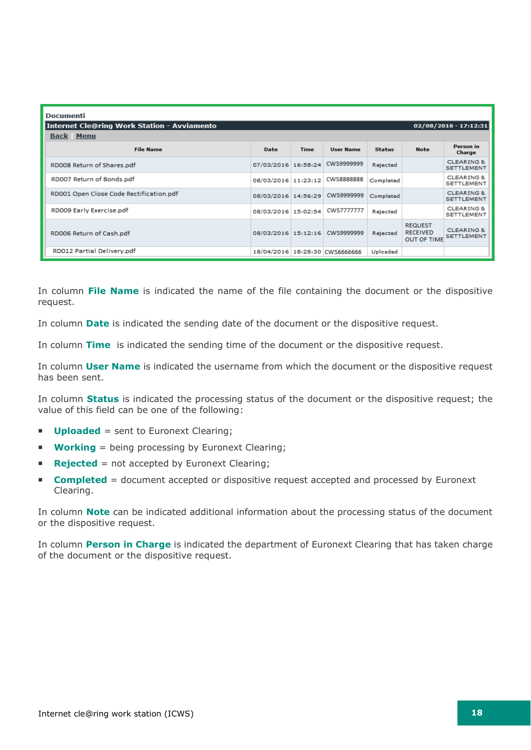**Documenti**

**Internet Cle@ring Work Station - Avviamento** 02/08/2016 - 17:12:31

Back | Menu

| File Name | Date | Time | User Name | Status | Note | Person in Charge |
|---|---|---|---|---|---|---|
| RD008 Return of Shares.pdf | 07/03/2016 | 16:58:24 | CWS9999999 | Rejected | | CLEARING & SETTLEMENT |
| RD007 Return of Bonds.pdf | 08/03/2016 | 11:23:12 | CWS8888888 | Completed | | CLEARING & SETTLEMENT |
| RD001 Open Close Code Rectification.pdf | 08/03/2016 | 14:56:29 | CWS9999999 | Completed | | CLEARING & SETTLEMENT |
| RD009 Early Exercise.pdf | 08/03/2016 | 15:02:54 | CWS7777777 | Rejected | | CLEARING & SETTLEMENT |
| RD006 Return of Cash.pdf | 08/03/2016 | 15:12:16 | CWS9999999 | Rejected | REQUEST RECEIVED OUT OF TIME | CLEARING & SETTLEMENT |
| RD012 Partial Delivery.pdf | 18/04/2016 | 18:28:30 | CWS6666666 | Uploaded | | |

In column **File Name** is indicated the name of the file containing the document or the dispositive request.

In column **Date** is indicated the sending date of the document or the dispositive request.

In column **Time** is indicated the sending time of the document or the dispositive request.

In column **User Name** is indicated the username from which the document or the dispositive request has been sent.

In column **Status** is indicated the processing status of the document or the dispositive request; the value of this field can be one of the following:

- **Uploaded** = sent to Euronext Clearing;
- **Working** = being processing by Euronext Clearing;
- **Rejected** = not accepted by Euronext Clearing;
- **Completed** = document accepted or dispositive request accepted and processed by Euronext Clearing.

In column **Note** can be indicated additional information about the processing status of the document or the dispositive request.

In column **Person in Charge** is indicated the department of Euronext Clearing that has taken charge of the document or the dispositive request.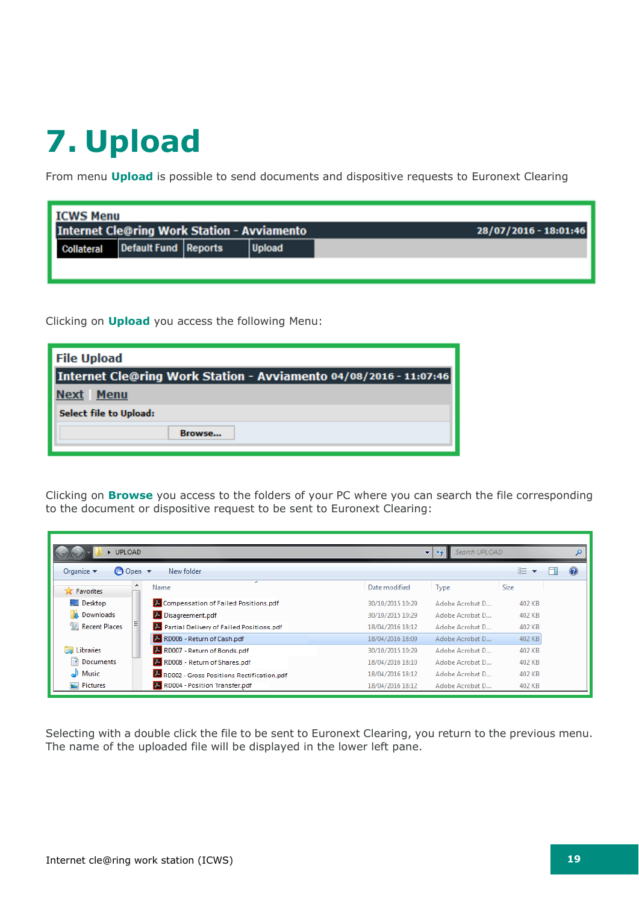# 7. Upload

From menu **Upload** is possible to send documents and dispositive requests to Euronext Clearing

Clicking on **Upload** you access the following Menu:

Clicking on **Browse** you access to the folders of your PC where you can search the file corresponding to the document or dispositive request to be sent to Euronext Clearing:

Selecting with a double click the file to be sent to Euronext Clearing, you return to the previous menu. The name of the uploaded file will be displayed in the lower left pane.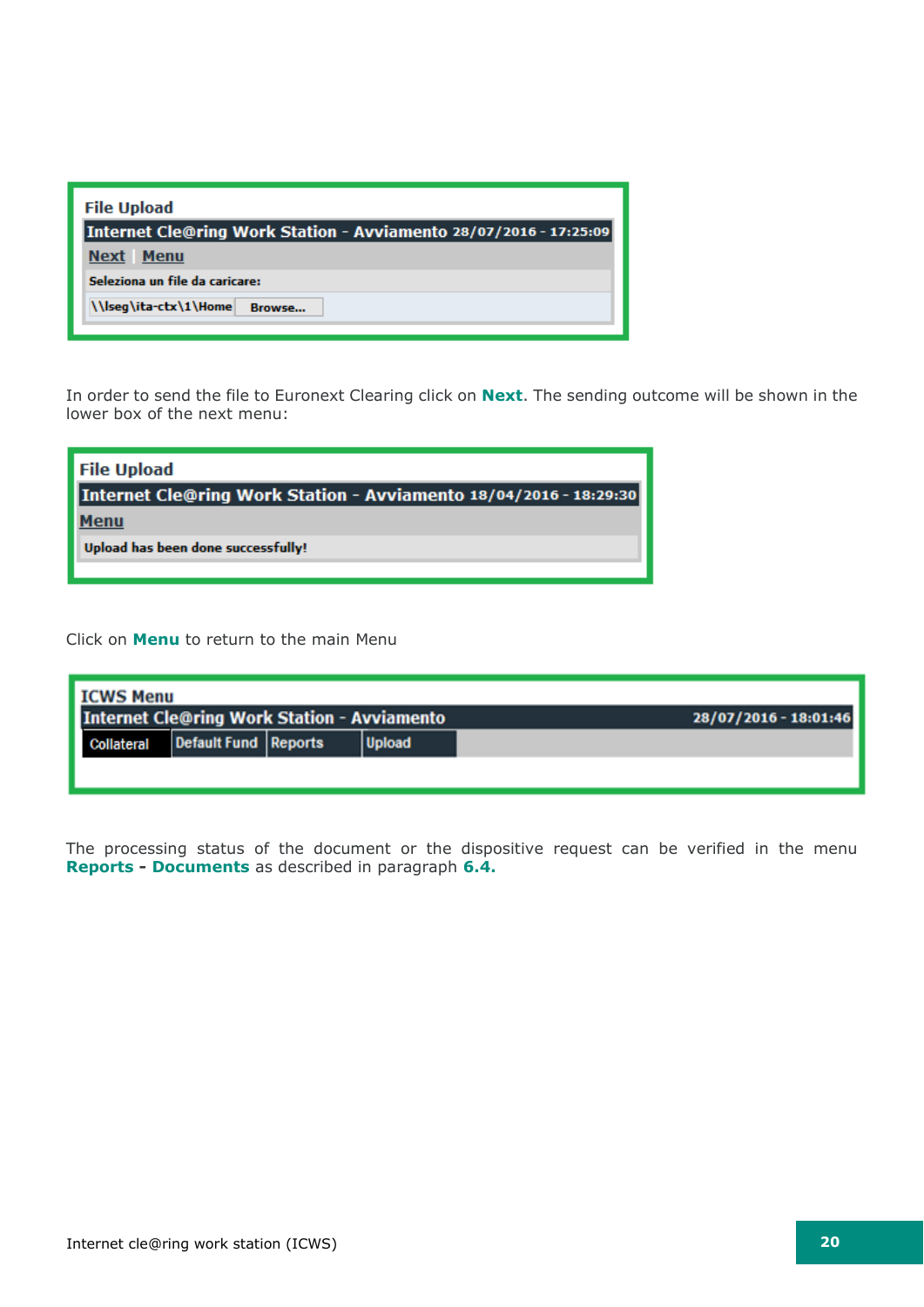File Upload

Internet Cle@ring Work Station - Avviamento 28/07/2016 - 17:25:09

Next | Menu

Seleziona un file da caricare:

\\lseg\ita-ctx\1\Home Browse...

In order to send the file to Euronext Clearing click on **Next**. The sending outcome will be shown in the lower box of the next menu:

File Upload

Internet Cle@ring Work Station - Avviamento 18/04/2016 - 18:29:30

Menu

Upload has been done successfully!

Click on **Menu** to return to the main Menu

ICWS Menu

Internet Cle@ring Work Station - Avviamento 28/07/2016 - 18:01:46

Collateral | Default Fund | Reports | Upload

The processing status of the document or the dispositive request can be verified in the menu **Reports - Documents** as described in paragraph **6.4.**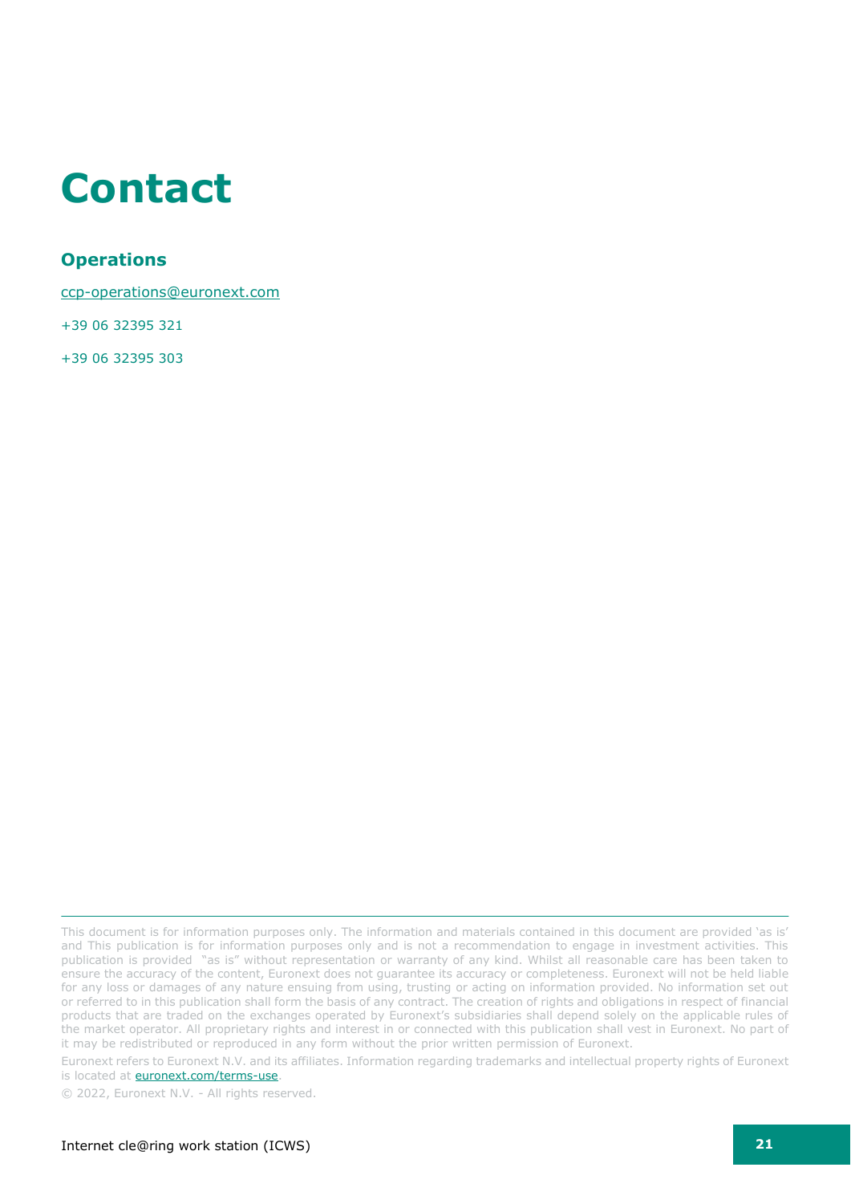# Contact

### Operations

ccp-operations@euronext.com

+39 06 32395 321

+39 06 32395 303

---

This document is for information purposes only. The information and materials contained in this document are provided 'as is' and This publication is for information purposes only and is not a recommendation to engage in investment activities. This publication is provided "as is" without representation or warranty of any kind. Whilst all reasonable care has been taken to ensure the accuracy of the content, Euronext does not guarantee its accuracy or completeness. Euronext will not be held liable for any loss or damages of any nature ensuing from using, trusting or acting on information provided. No information set out or referred to in this publication shall form the basis of any contract. The creation of rights and obligations in respect of financial products that are traded on the exchanges operated by Euronext's subsidiaries shall depend solely on the applicable rules of the market operator. All proprietary rights and interest in or connected with this publication shall vest in Euronext. No part of it may be redistributed or reproduced in any form without the prior written permission of Euronext.

Euronext refers to Euronext N.V. and its affiliates. Information regarding trademarks and intellectual property rights of Euronext is located at euronext.com/terms-use.

© 2022, Euronext N.V. - All rights reserved.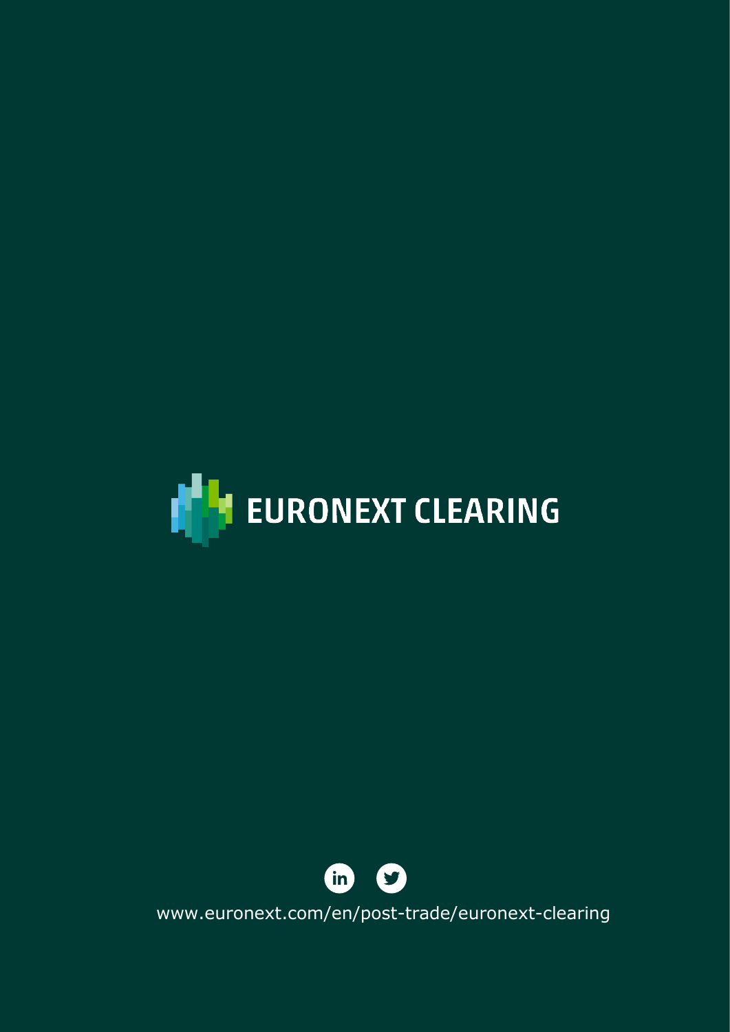EURONEXT CLEARING

www.euronext.com/en/post-trade/euronext-clearing